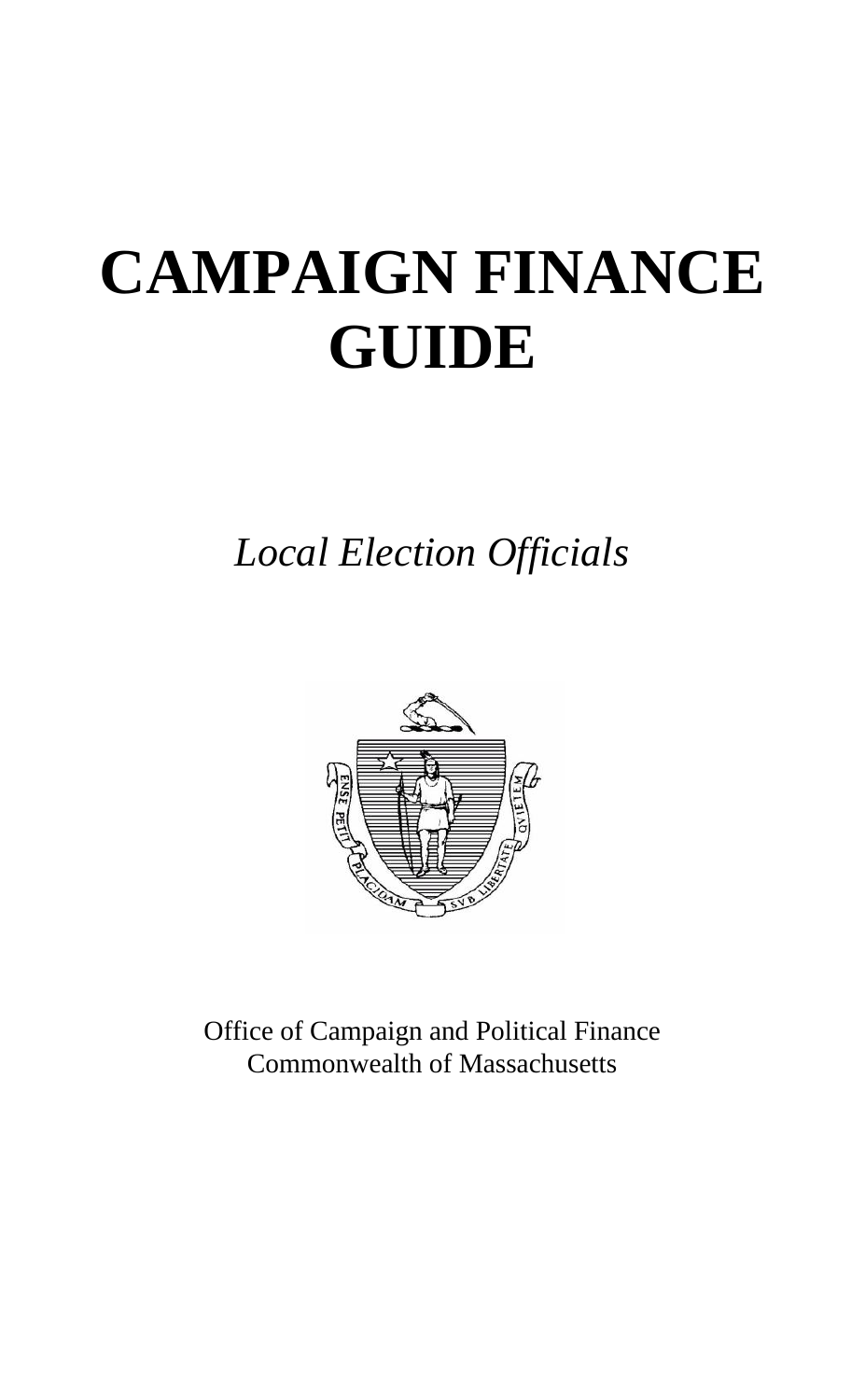# CAMPAIGN FINANCE GUIDE

*Local Election Officials*

Office of Campaign and Political Finance
Commonwealth of Massachusetts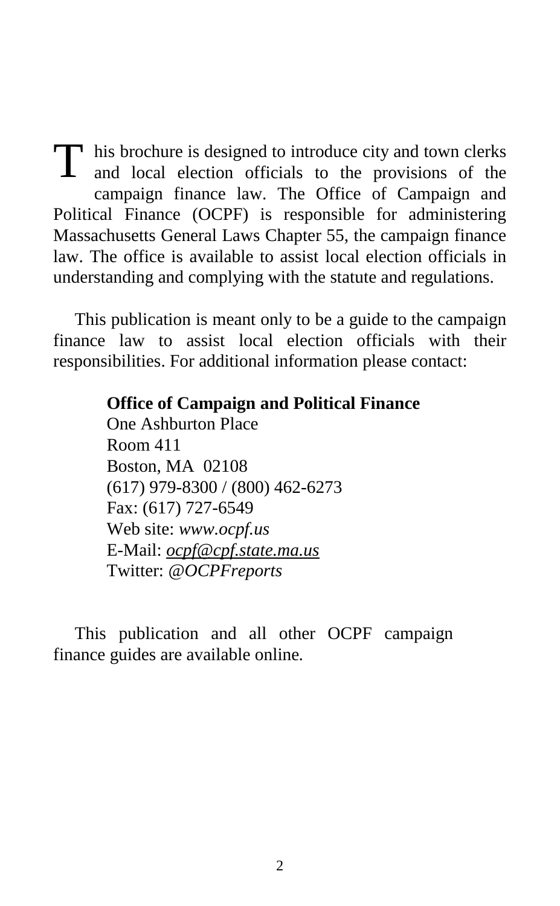This brochure is designed to introduce city and town clerks and local election officials to the provisions of the campaign finance law. The Office of Campaign and Political Finance (OCPF) is responsible for administering Massachusetts General Laws Chapter 55, the campaign finance law. The office is available to assist local election officials in understanding and complying with the statute and regulations.

This publication is meant only to be a guide to the campaign finance law to assist local election officials with their responsibilities. For additional information please contact:

**Office of Campaign and Political Finance**
One Ashburton Place
Room 411
Boston, MA 02108
(617) 979-8300 / (800) 462-6273
Fax: (617) 727-6549
Web site: *www.ocpf.us*
E-Mail: *ocpf@cpf.state.ma.us*
Twitter: *@OCPFreports*

This publication and all other OCPF campaign finance guides are available online.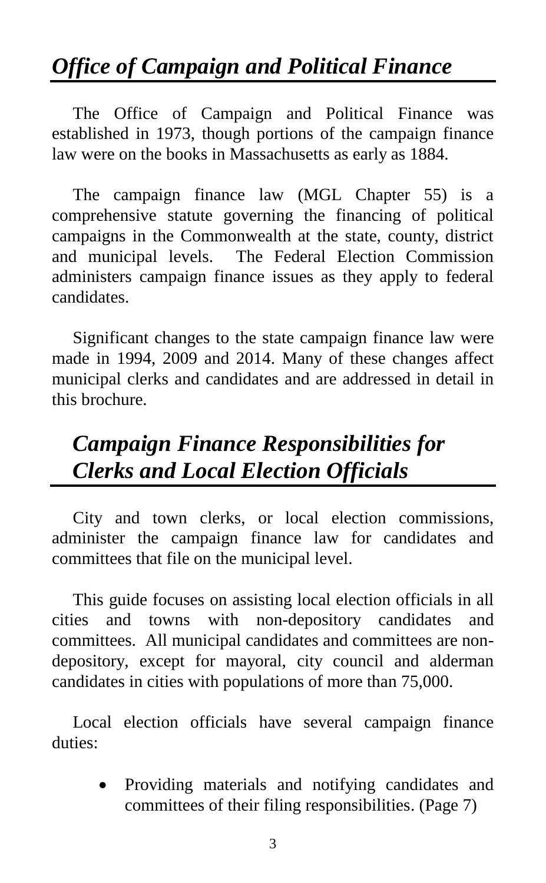## *Office of Campaign and Political Finance*

The Office of Campaign and Political Finance was established in 1973, though portions of the campaign finance law were on the books in Massachusetts as early as 1884.

The campaign finance law (MGL Chapter 55) is a comprehensive statute governing the financing of political campaigns in the Commonwealth at the state, county, district and municipal levels. The Federal Election Commission administers campaign finance issues as they apply to federal candidates.

Significant changes to the state campaign finance law were made in 1994, 2009 and 2014. Many of these changes affect municipal clerks and candidates and are addressed in detail in this brochure.

## *Campaign Finance Responsibilities for Clerks and Local Election Officials*

City and town clerks, or local election commissions, administer the campaign finance law for candidates and committees that file on the municipal level.

This guide focuses on assisting local election officials in all cities and towns with non-depository candidates and committees. All municipal candidates and committees are non-depository, except for mayoral, city council and alderman candidates in cities with populations of more than 75,000.

Local election officials have several campaign finance duties:

- Providing materials and notifying candidates and committees of their filing responsibilities. (Page 7)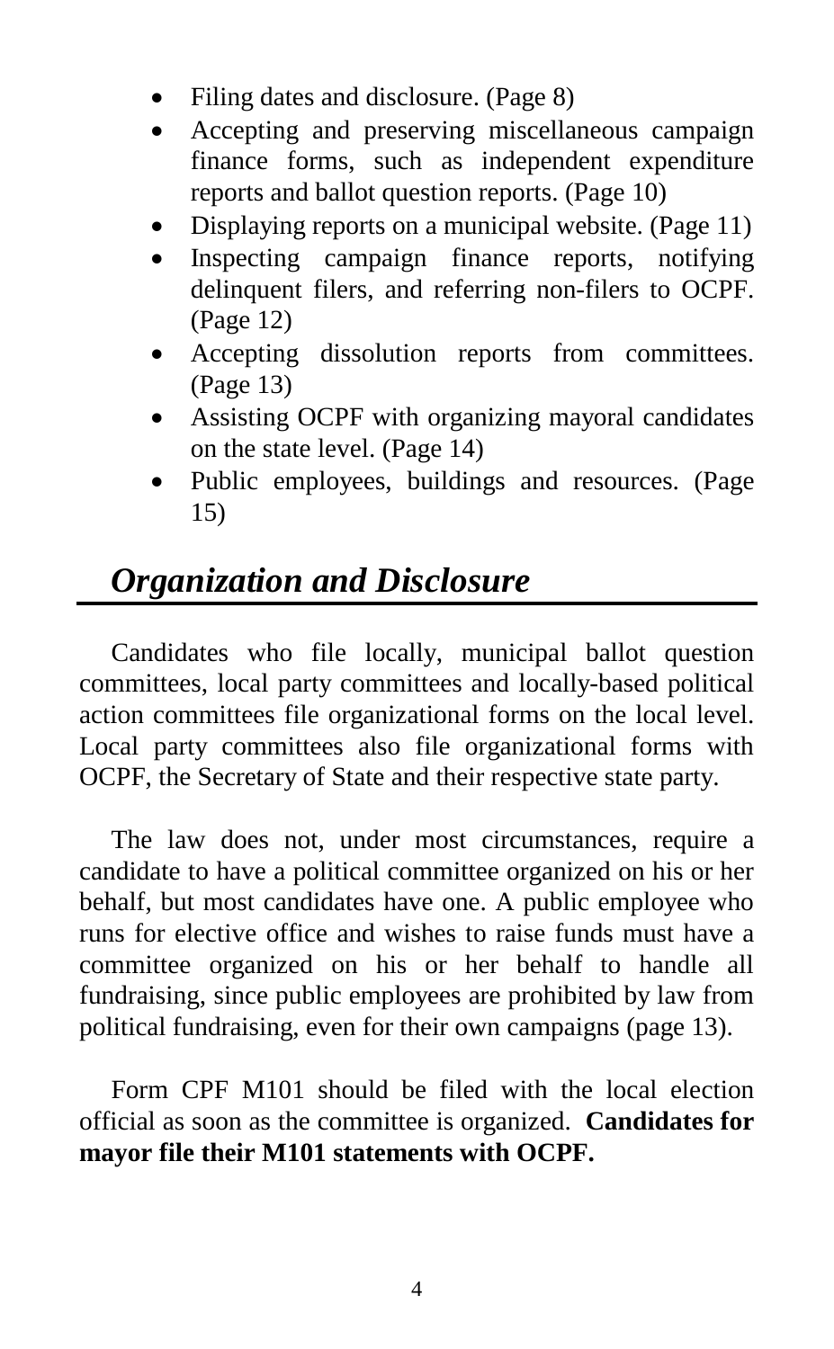- Filing dates and disclosure. (Page 8)
- Accepting and preserving miscellaneous campaign finance forms, such as independent expenditure reports and ballot question reports. (Page 10)
- Displaying reports on a municipal website. (Page 11)
- Inspecting campaign finance reports, notifying delinquent filers, and referring non-filers to OCPF. (Page 12)
- Accepting dissolution reports from committees. (Page 13)
- Assisting OCPF with organizing mayoral candidates on the state level. (Page 14)
- Public employees, buildings and resources. (Page 15)

## *Organization and Disclosure*

Candidates who file locally, municipal ballot question committees, local party committees and locally-based political action committees file organizational forms on the local level. Local party committees also file organizational forms with OCPF, the Secretary of State and their respective state party.

The law does not, under most circumstances, require a candidate to have a political committee organized on his or her behalf, but most candidates have one. A public employee who runs for elective office and wishes to raise funds must have a committee organized on his or her behalf to handle all fundraising, since public employees are prohibited by law from political fundraising, even for their own campaigns (page 13).

Form CPF M101 should be filed with the local election official as soon as the committee is organized. **Candidates for mayor file their M101 statements with OCPF.**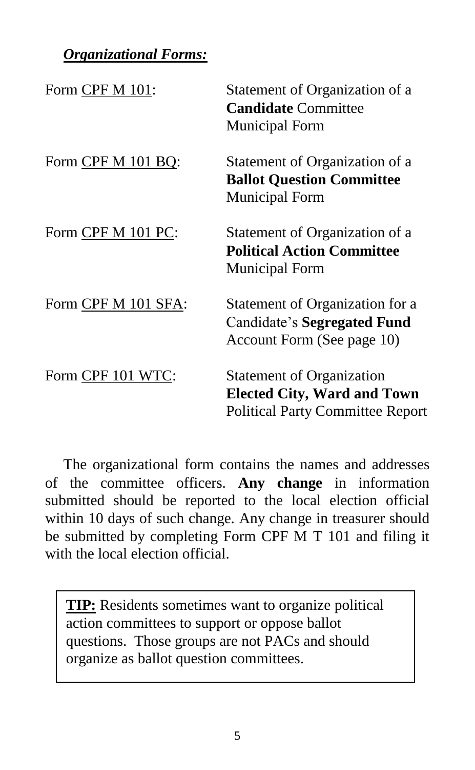***Organizational Forms:***

| | |
|---|---|
| Form CPF M 101: | Statement of Organization of a **Candidate** Committee Municipal Form |
| Form CPF M 101 BQ: | Statement of Organization of a **Ballot Question Committee** Municipal Form |
| Form CPF M 101 PC: | Statement of Organization of a **Political Action Committee** Municipal Form |
| Form CPF M 101 SFA: | Statement of Organization for a Candidate's **Segregated Fund** Account Form (See page 10) |
| Form CPF 101 WTC: | Statement of Organization **Elected City, Ward and Town** Political Party Committee Report |

The organizational form contains the names and addresses of the committee officers. **Any change** in information submitted should be reported to the local election official within 10 days of such change. Any change in treasurer should be submitted by completing Form CPF M T 101 and filing it with the local election official.

> **TIP:** Residents sometimes want to organize political action committees to support or oppose ballot questions. Those groups are not PACs and should organize as ballot question committees.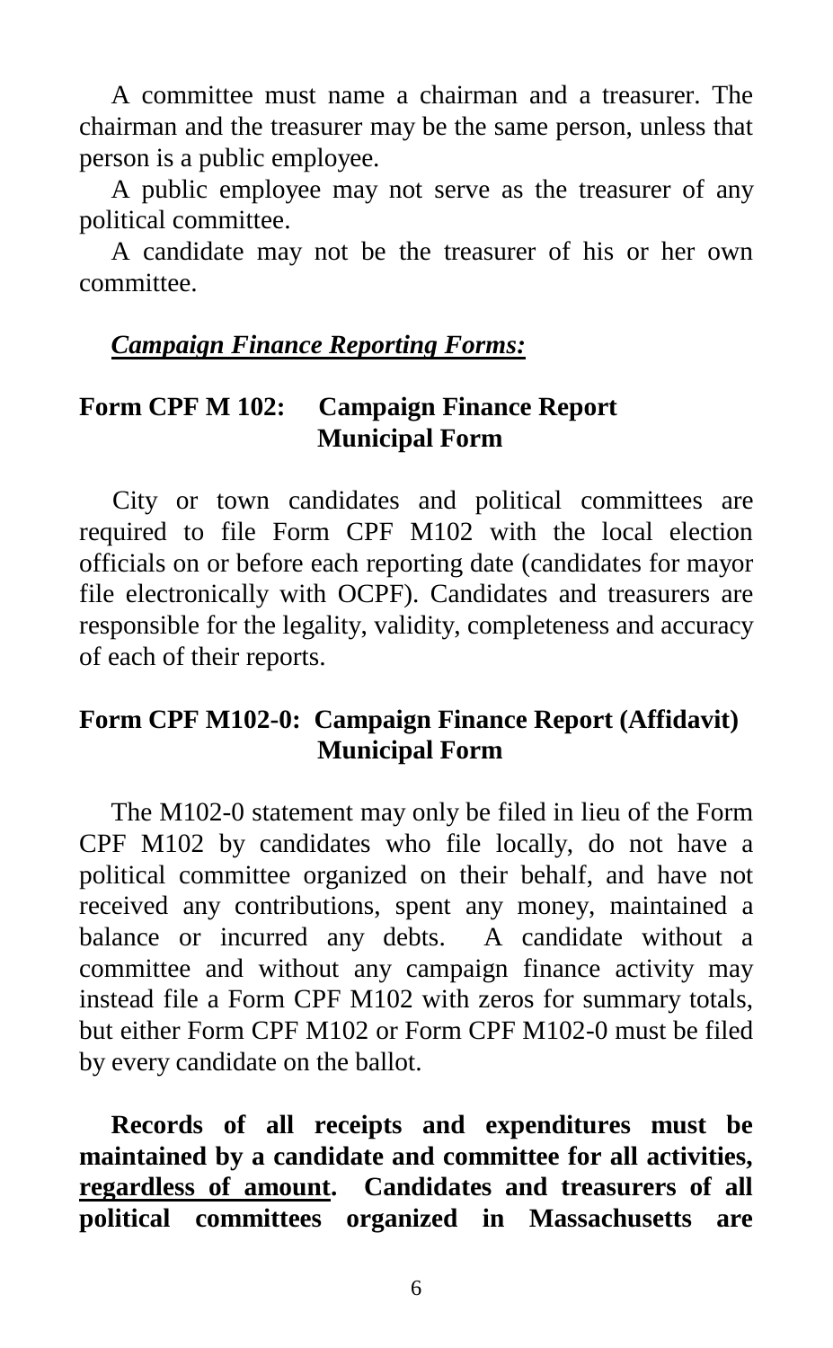A committee must name a chairman and a treasurer. The chairman and the treasurer may be the same person, unless that person is a public employee.

A public employee may not serve as the treasurer of any political committee.

A candidate may not be the treasurer of his or her own committee.

***Campaign Finance Reporting Forms:***

**Form CPF M 102: Campaign Finance Report Municipal Form**

City or town candidates and political committees are required to file Form CPF M102 with the local election officials on or before each reporting date (candidates for mayor file electronically with OCPF). Candidates and treasurers are responsible for the legality, validity, completeness and accuracy of each of their reports.

**Form CPF M102-0: Campaign Finance Report (Affidavit) Municipal Form**

The M102-0 statement may only be filed in lieu of the Form CPF M102 by candidates who file locally, do not have a political committee organized on their behalf, and have not received any contributions, spent any money, maintained a balance or incurred any debts. A candidate without a committee and without any campaign finance activity may instead file a Form CPF M102 with zeros for summary totals, but either Form CPF M102 or Form CPF M102-0 must be filed by every candidate on the ballot.

**Records of all receipts and expenditures must be maintained by a candidate and committee for all activities, <u>regardless of amount</u>. Candidates and treasurers of all political committees organized in Massachusetts are**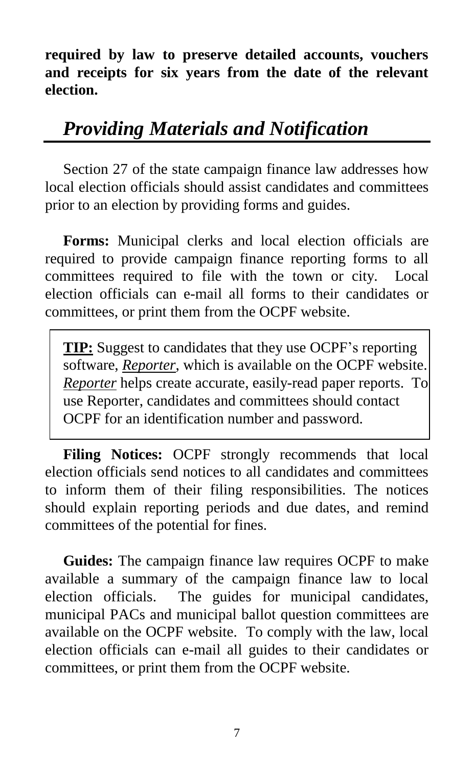**required by law to preserve detailed accounts, vouchers and receipts for six years from the date of the relevant election.**

## *Providing Materials and Notification*

Section 27 of the state campaign finance law addresses how local election officials should assist candidates and committees prior to an election by providing forms and guides.

**Forms:** Municipal clerks and local election officials are required to provide campaign finance reporting forms to all committees required to file with the town or city. Local election officials can e-mail all forms to their candidates or committees, or print them from the OCPF website.

> **TIP:** Suggest to candidates that they use OCPF's reporting software, *Reporter*, which is available on the OCPF website. *Reporter* helps create accurate, easily-read paper reports. To use Reporter, candidates and committees should contact OCPF for an identification number and password.

**Filing Notices:** OCPF strongly recommends that local election officials send notices to all candidates and committees to inform them of their filing responsibilities. The notices should explain reporting periods and due dates, and remind committees of the potential for fines.

**Guides:** The campaign finance law requires OCPF to make available a summary of the campaign finance law to local election officials. The guides for municipal candidates, municipal PACs and municipal ballot question committees are available on the OCPF website. To comply with the law, local election officials can e-mail all guides to their candidates or committees, or print them from the OCPF website.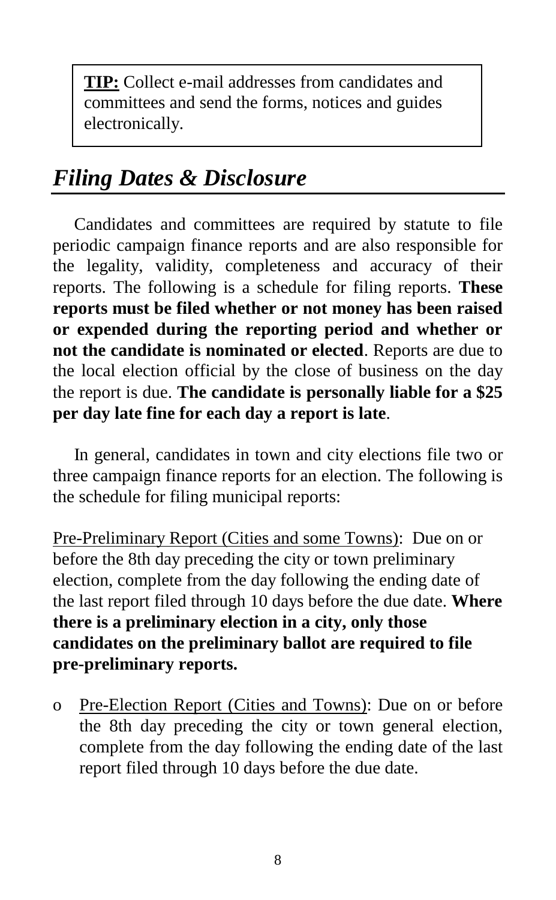> **TIP:** Collect e-mail addresses from candidates and committees and send the forms, notices and guides electronically.

## *Filing Dates & Disclosure*

Candidates and committees are required by statute to file periodic campaign finance reports and are also responsible for the legality, validity, completeness and accuracy of their reports. The following is a schedule for filing reports. **These reports must be filed whether or not money has been raised or expended during the reporting period and whether or not the candidate is nominated or elected**. Reports are due to the local election official by the close of business on the day the report is due. **The candidate is personally liable for a $25 per day late fine for each day a report is late**.

In general, candidates in town and city elections file two or three campaign finance reports for an election. The following is the schedule for filing municipal reports:

<u>Pre-Preliminary Report (Cities and some Towns)</u>: Due on or before the 8th day preceding the city or town preliminary election, complete from the day following the ending date of the last report filed through 10 days before the due date. **Where there is a preliminary election in a city, only those candidates on the preliminary ballot are required to file pre-preliminary reports.**

- <u>Pre-Election Report (Cities and Towns)</u>: Due on or before the 8th day preceding the city or town general election, complete from the day following the ending date of the last report filed through 10 days before the due date.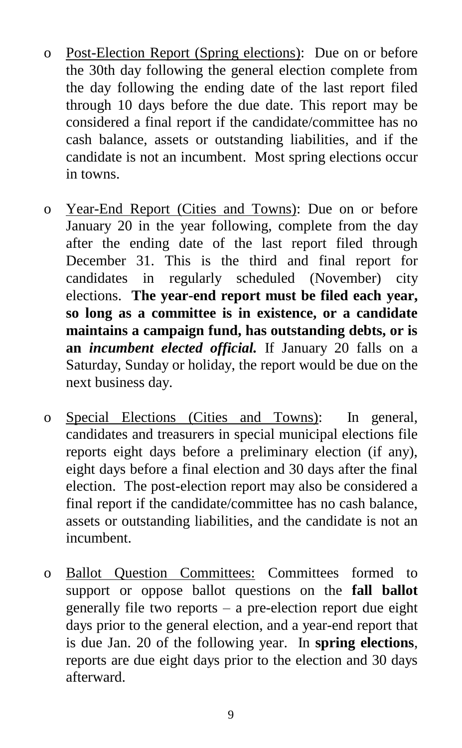- Post-Election Report (Spring elections): Due on or before the 30th day following the general election complete from the day following the ending date of the last report filed through 10 days before the due date. This report may be considered a final report if the candidate/committee has no cash balance, assets or outstanding liabilities, and if the candidate is not an incumbent. Most spring elections occur in towns.

- Year-End Report (Cities and Towns): Due on or before January 20 in the year following, complete from the day after the ending date of the last report filed through December 31. This is the third and final report for candidates in regularly scheduled (November) city elections. **The year-end report must be filed each year, so long as a committee is in existence, or a candidate maintains a campaign fund, has outstanding debts, or is an *incumbent elected official.*** If January 20 falls on a Saturday, Sunday or holiday, the report would be due on the next business day.

- Special Elections (Cities and Towns): In general, candidates and treasurers in special municipal elections file reports eight days before a preliminary election (if any), eight days before a final election and 30 days after the final election. The post-election report may also be considered a final report if the candidate/committee has no cash balance, assets or outstanding liabilities, and the candidate is not an incumbent.

- Ballot Question Committees: Committees formed to support or oppose ballot questions on the **fall ballot** generally file two reports – a pre-election report due eight days prior to the general election, and a year-end report that is due Jan. 20 of the following year. In **spring elections**, reports are due eight days prior to the election and 30 days afterward.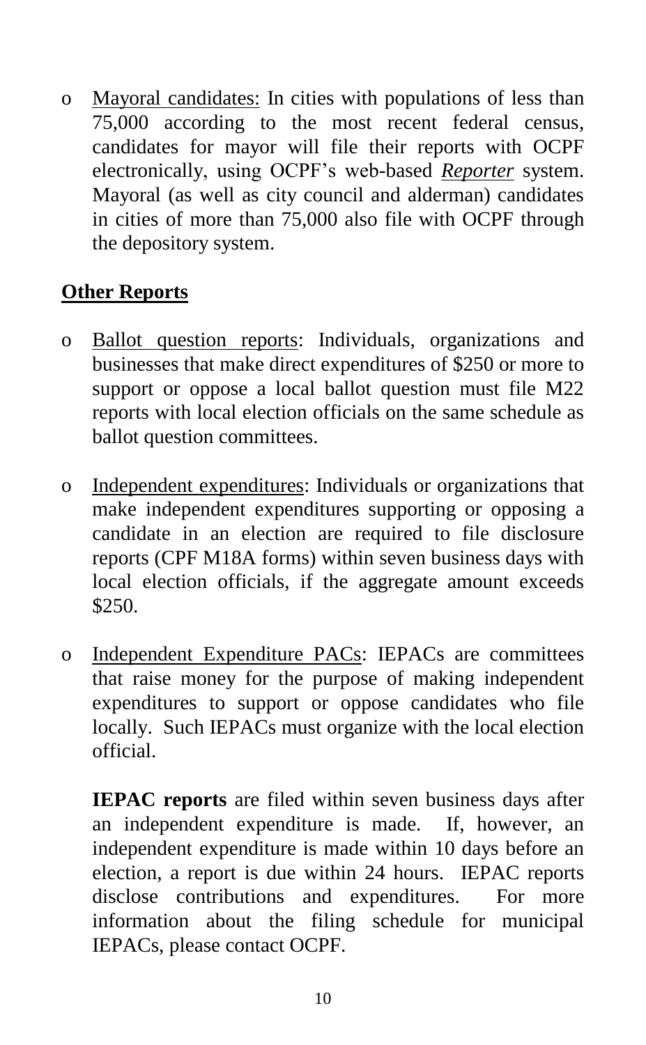- Mayoral candidates: In cities with populations of less than 75,000 according to the most recent federal census, candidates for mayor will file their reports with OCPF electronically, using OCPF's web-based *Reporter* system. Mayoral (as well as city council and alderman) candidates in cities of more than 75,000 also file with OCPF through the depository system.

**Other Reports**

- Ballot question reports: Individuals, organizations and businesses that make direct expenditures of $250 or more to support or oppose a local ballot question must file M22 reports with local election officials on the same schedule as ballot question committees.

- Independent expenditures: Individuals or organizations that make independent expenditures supporting or opposing a candidate in an election are required to file disclosure reports (CPF M18A forms) within seven business days with local election officials, if the aggregate amount exceeds $250.

- Independent Expenditure PACs: IEPACs are committees that raise money for the purpose of making independent expenditures to support or oppose candidates who file locally. Such IEPACs must organize with the local election official.

  **IEPAC reports** are filed within seven business days after an independent expenditure is made. If, however, an independent expenditure is made within 10 days before an election, a report is due within 24 hours. IEPAC reports disclose contributions and expenditures. For more information about the filing schedule for municipal IEPACs, please contact OCPF.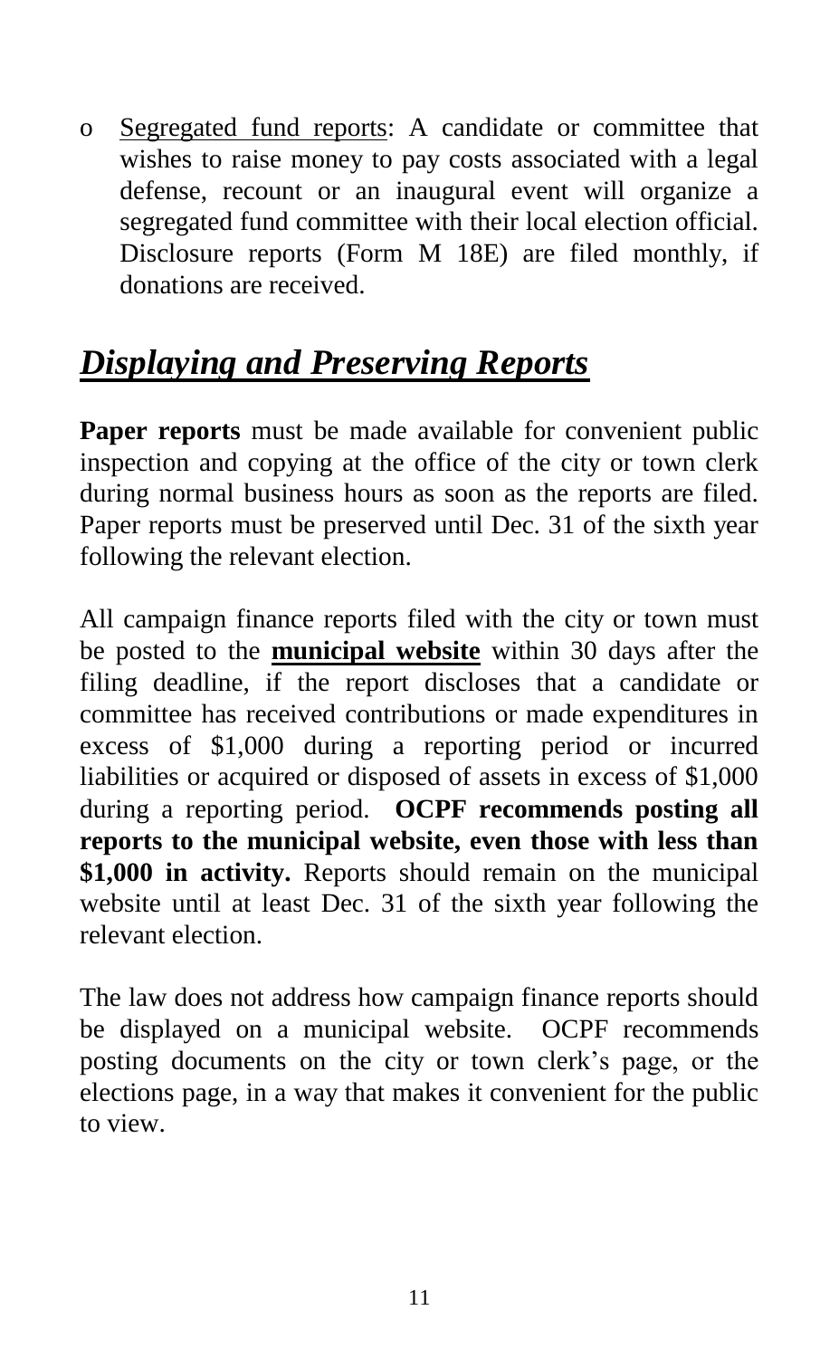- Segregated fund reports: A candidate or committee that wishes to raise money to pay costs associated with a legal defense, recount or an inaugural event will organize a segregated fund committee with their local election official. Disclosure reports (Form M 18E) are filed monthly, if donations are received.

## *Displaying and Preserving Reports*

**Paper reports** must be made available for convenient public inspection and copying at the office of the city or town clerk during normal business hours as soon as the reports are filed. Paper reports must be preserved until Dec. 31 of the sixth year following the relevant election.

All campaign finance reports filed with the city or town must be posted to the **municipal website** within 30 days after the filing deadline, if the report discloses that a candidate or committee has received contributions or made expenditures in excess of $1,000 during a reporting period or incurred liabilities or acquired or disposed of assets in excess of $1,000 during a reporting period. **OCPF recommends posting all reports to the municipal website, even those with less than $1,000 in activity.** Reports should remain on the municipal website until at least Dec. 31 of the sixth year following the relevant election.

The law does not address how campaign finance reports should be displayed on a municipal website. OCPF recommends posting documents on the city or town clerk's page, or the elections page, in a way that makes it convenient for the public to view.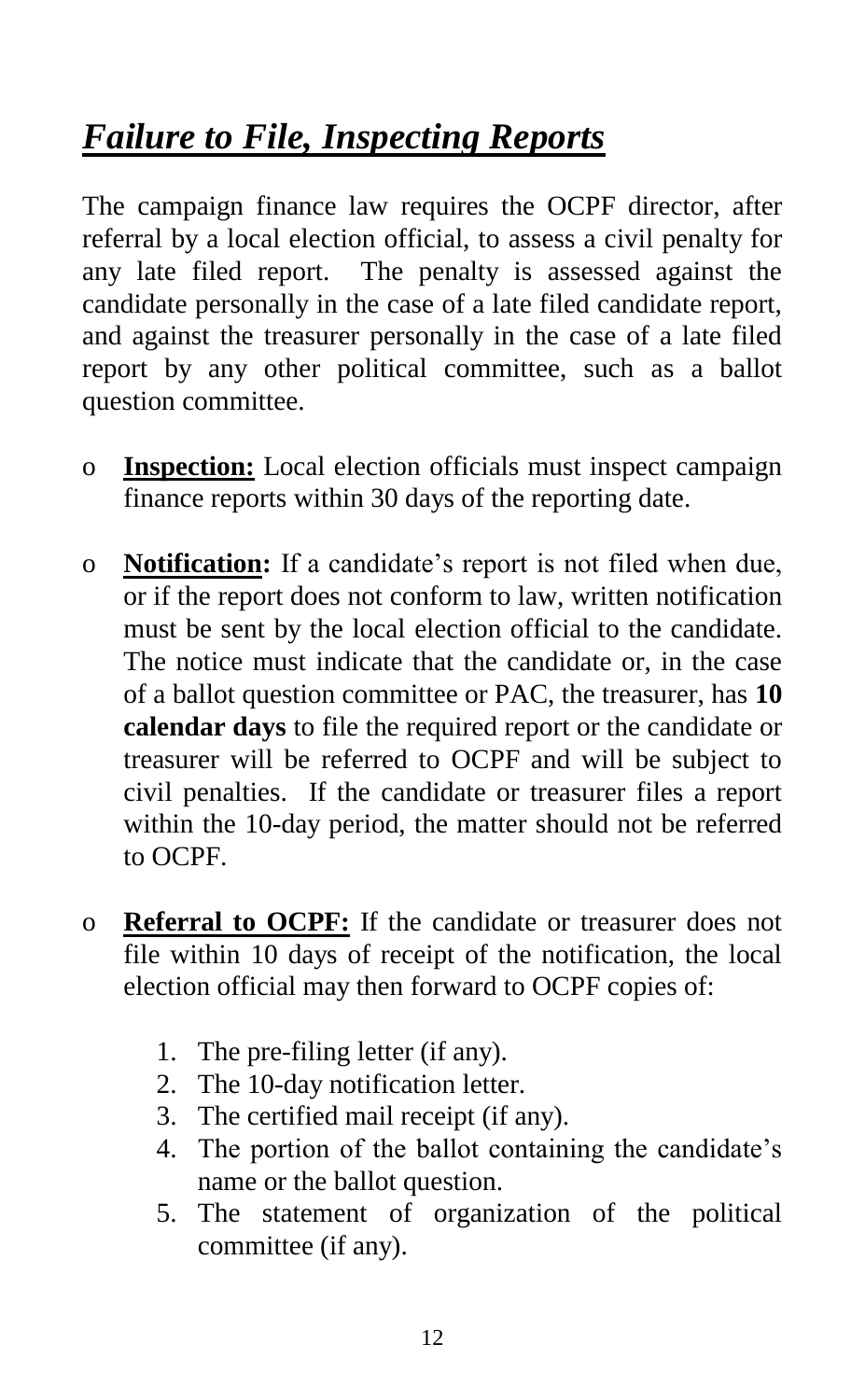# ***Failure to File, Inspecting Reports***

The campaign finance law requires the OCPF director, after referral by a local election official, to assess a civil penalty for any late filed report. The penalty is assessed against the candidate personally in the case of a late filed candidate report, and against the treasurer personally in the case of a late filed report by any other political committee, such as a ballot question committee.

- **Inspection:** Local election officials must inspect campaign finance reports within 30 days of the reporting date.

- **Notification:** If a candidate's report is not filed when due, or if the report does not conform to law, written notification must be sent by the local election official to the candidate. The notice must indicate that the candidate or, in the case of a ballot question committee or PAC, the treasurer, has **10 calendar days** to file the required report or the candidate or treasurer will be referred to OCPF and will be subject to civil penalties. If the candidate or treasurer files a report within the 10-day period, the matter should not be referred to OCPF.

- **Referral to OCPF:** If the candidate or treasurer does not file within 10 days of receipt of the notification, the local election official may then forward to OCPF copies of:

    1. The pre-filing letter (if any).
    2. The 10-day notification letter.
    3. The certified mail receipt (if any).
    4. The portion of the ballot containing the candidate's name or the ballot question.
    5. The statement of organization of the political committee (if any).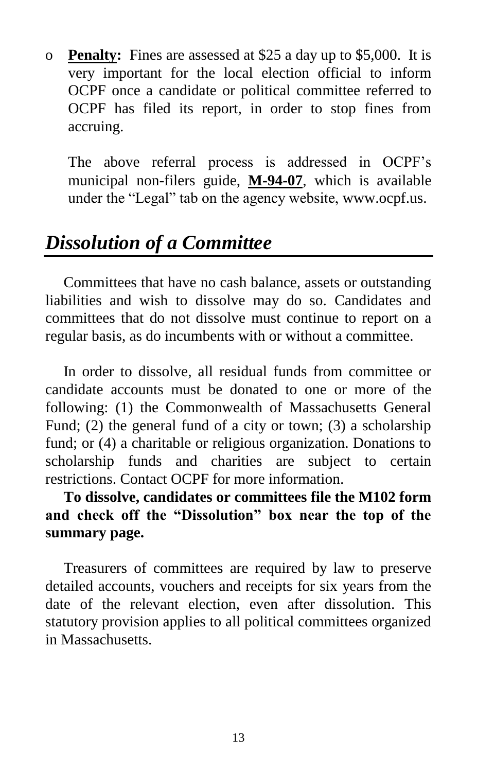- **Penalty:** Fines are assessed at $25 a day up to $5,000. It is very important for the local election official to inform OCPF once a candidate or political committee referred to OCPF has filed its report, in order to stop fines from accruing.

  The above referral process is addressed in OCPF's municipal non-filers guide, **M-94-07**, which is available under the "Legal" tab on the agency website, www.ocpf.us.

## *Dissolution of a Committee*

Committees that have no cash balance, assets or outstanding liabilities and wish to dissolve may do so. Candidates and committees that do not dissolve must continue to report on a regular basis, as do incumbents with or without a committee.

In order to dissolve, all residual funds from committee or candidate accounts must be donated to one or more of the following: (1) the Commonwealth of Massachusetts General Fund; (2) the general fund of a city or town; (3) a scholarship fund; or (4) a charitable or religious organization. Donations to scholarship funds and charities are subject to certain restrictions. Contact OCPF for more information.

**To dissolve, candidates or committees file the M102 form and check off the "Dissolution" box near the top of the summary page.**

Treasurers of committees are required by law to preserve detailed accounts, vouchers and receipts for six years from the date of the relevant election, even after dissolution. This statutory provision applies to all political committees organized in Massachusetts.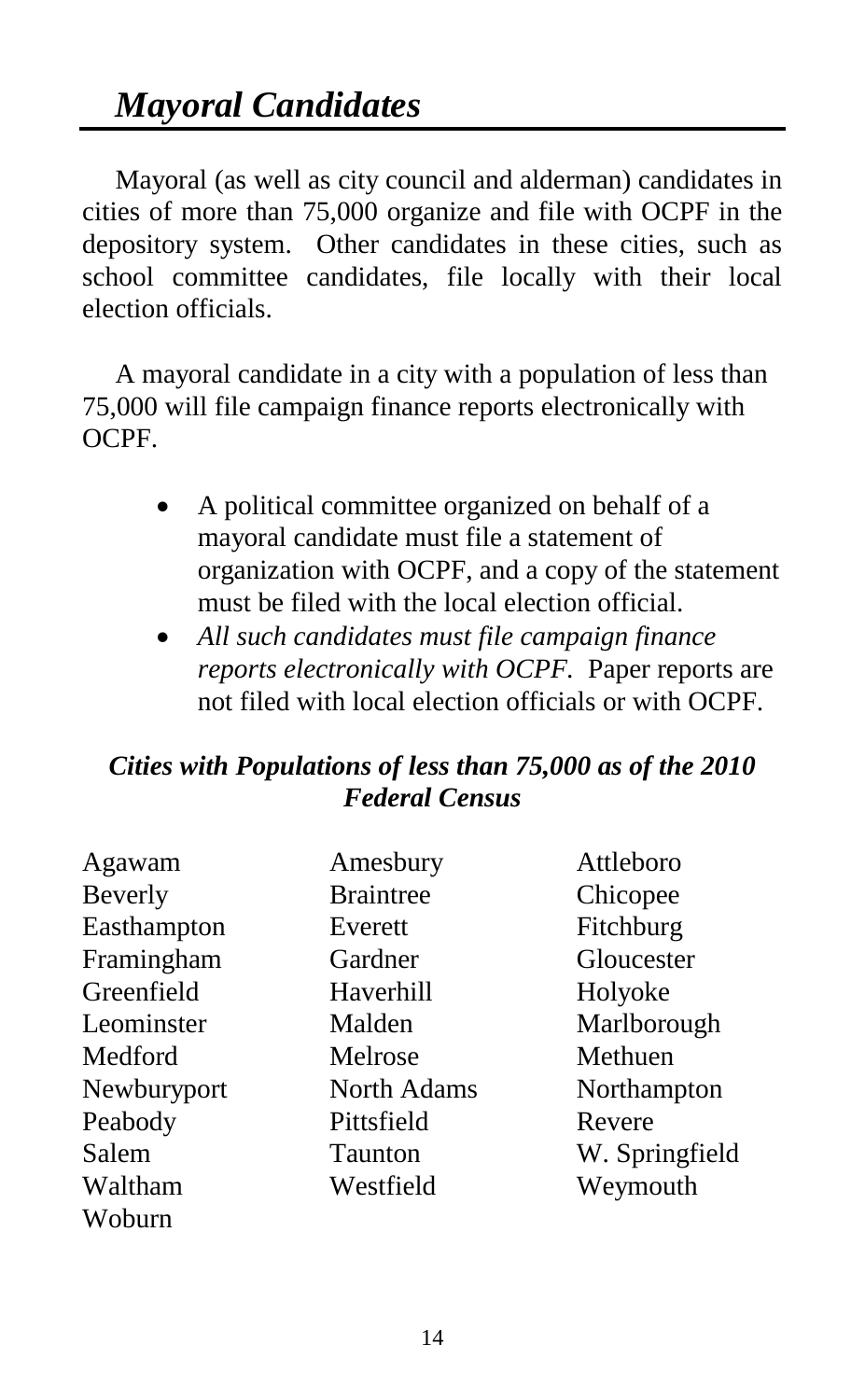# *Mayoral Candidates*

Mayoral (as well as city council and alderman) candidates in cities of more than 75,000 organize and file with OCPF in the depository system. Other candidates in these cities, such as school committee candidates, file locally with their local election officials.

A mayoral candidate in a city with a population of less than 75,000 will file campaign finance reports electronically with OCPF.

- A political committee organized on behalf of a mayoral candidate must file a statement of organization with OCPF, and a copy of the statement must be filed with the local election official.
- *All such candidates must file campaign finance reports electronically with OCPF.* Paper reports are not filed with local election officials or with OCPF.

### *Cities with Populations of less than 75,000 as of the 2010 Federal Census*

| | | |
|---|---|---|
| Agawam | Amesbury | Attleboro |
| Beverly | Braintree | Chicopee |
| Easthampton | Everett | Fitchburg |
| Framingham | Gardner | Gloucester |
| Greenfield | Haverhill | Holyoke |
| Leominster | Malden | Marlborough |
| Medford | Melrose | Methuen |
| Newburyport | North Adams | Northampton |
| Peabody | Pittsfield | Revere |
| Salem | Taunton | W. Springfield |
| Waltham | Westfield | Weymouth |
| Woburn | | |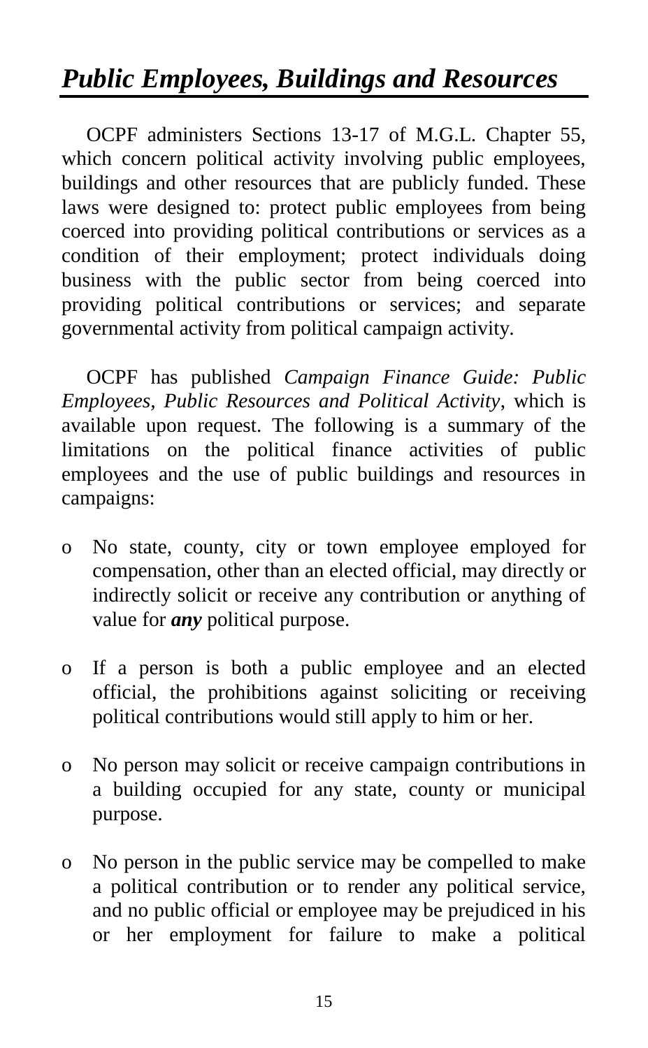# *Public Employees, Buildings and Resources*

OCPF administers Sections 13-17 of M.G.L. Chapter 55, which concern political activity involving public employees, buildings and other resources that are publicly funded. These laws were designed to: protect public employees from being coerced into providing political contributions or services as a condition of their employment; protect individuals doing business with the public sector from being coerced into providing political contributions or services; and separate governmental activity from political campaign activity.

OCPF has published *Campaign Finance Guide: Public Employees, Public Resources and Political Activity*, which is available upon request. The following is a summary of the limitations on the political finance activities of public employees and the use of public buildings and resources in campaigns:

- No state, county, city or town employee employed for compensation, other than an elected official, may directly or indirectly solicit or receive any contribution or anything of value for ***any*** political purpose.
- If a person is both a public employee and an elected official, the prohibitions against soliciting or receiving political contributions would still apply to him or her.
- No person may solicit or receive campaign contributions in a building occupied for any state, county or municipal purpose.
- No person in the public service may be compelled to make a political contribution or to render any political service, and no public official or employee may be prejudiced in his or her employment for failure to make a political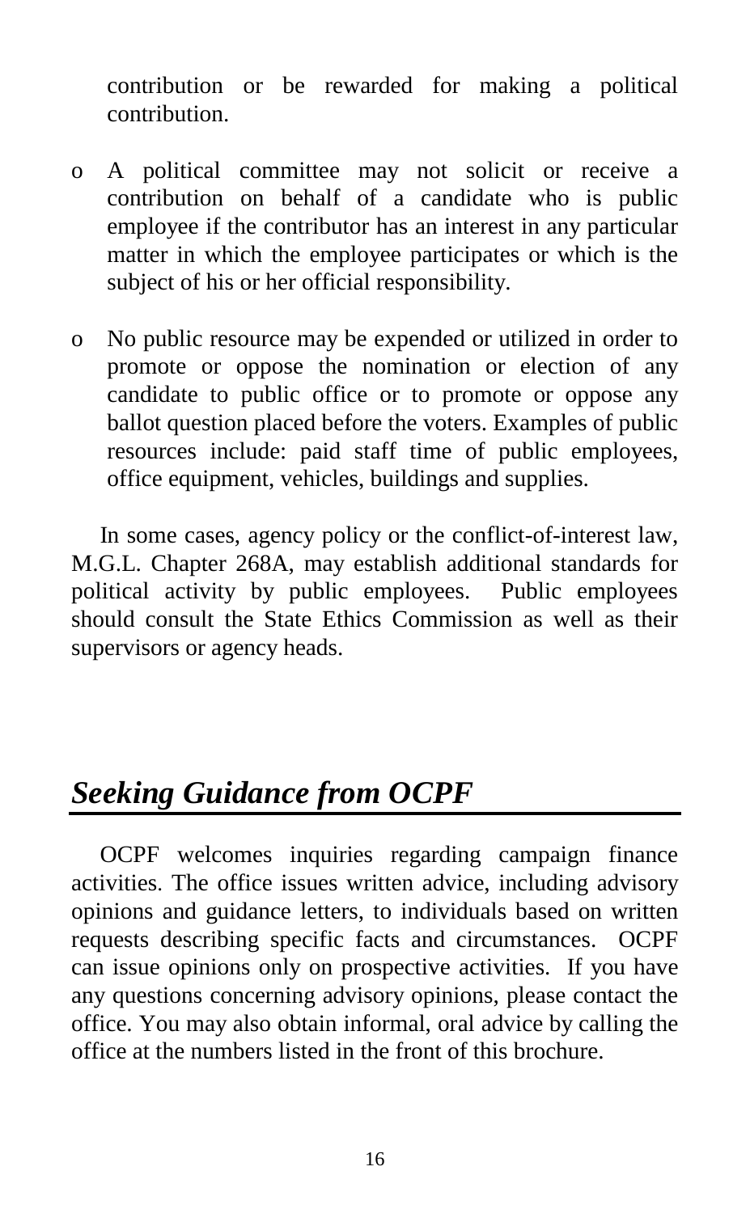contribution or be rewarded for making a political contribution.

- A political committee may not solicit or receive a contribution on behalf of a candidate who is public employee if the contributor has an interest in any particular matter in which the employee participates or which is the subject of his or her official responsibility.

- No public resource may be expended or utilized in order to promote or oppose the nomination or election of any candidate to public office or to promote or oppose any ballot question placed before the voters. Examples of public resources include: paid staff time of public employees, office equipment, vehicles, buildings and supplies.

In some cases, agency policy or the conflict-of-interest law, M.G.L. Chapter 268A, may establish additional standards for political activity by public employees. Public employees should consult the State Ethics Commission as well as their supervisors or agency heads.

## *Seeking Guidance from OCPF*

OCPF welcomes inquiries regarding campaign finance activities. The office issues written advice, including advisory opinions and guidance letters, to individuals based on written requests describing specific facts and circumstances. OCPF can issue opinions only on prospective activities. If you have any questions concerning advisory opinions, please contact the office. You may also obtain informal, oral advice by calling the office at the numbers listed in the front of this brochure.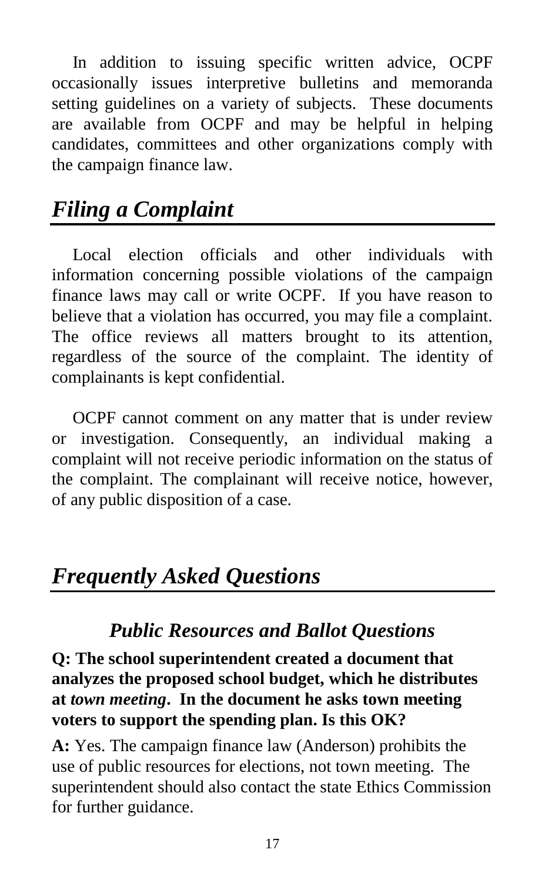In addition to issuing specific written advice, OCPF occasionally issues interpretive bulletins and memoranda setting guidelines on a variety of subjects. These documents are available from OCPF and may be helpful in helping candidates, committees and other organizations comply with the campaign finance law.

## *Filing a Complaint*

Local election officials and other individuals with information concerning possible violations of the campaign finance laws may call or write OCPF. If you have reason to believe that a violation has occurred, you may file a complaint. The office reviews all matters brought to its attention, regardless of the source of the complaint. The identity of complainants is kept confidential.

OCPF cannot comment on any matter that is under review or investigation. Consequently, an individual making a complaint will not receive periodic information on the status of the complaint. The complainant will receive notice, however, of any public disposition of a case.

## *Frequently Asked Questions*

### *Public Resources and Ballot Questions*

**Q: The school superintendent created a document that analyzes the proposed school budget, which he distributes at *town meeting*. In the document he asks town meeting voters to support the spending plan. Is this OK?**

**A:** Yes. The campaign finance law (Anderson) prohibits the use of public resources for elections, not town meeting. The superintendent should also contact the state Ethics Commission for further guidance.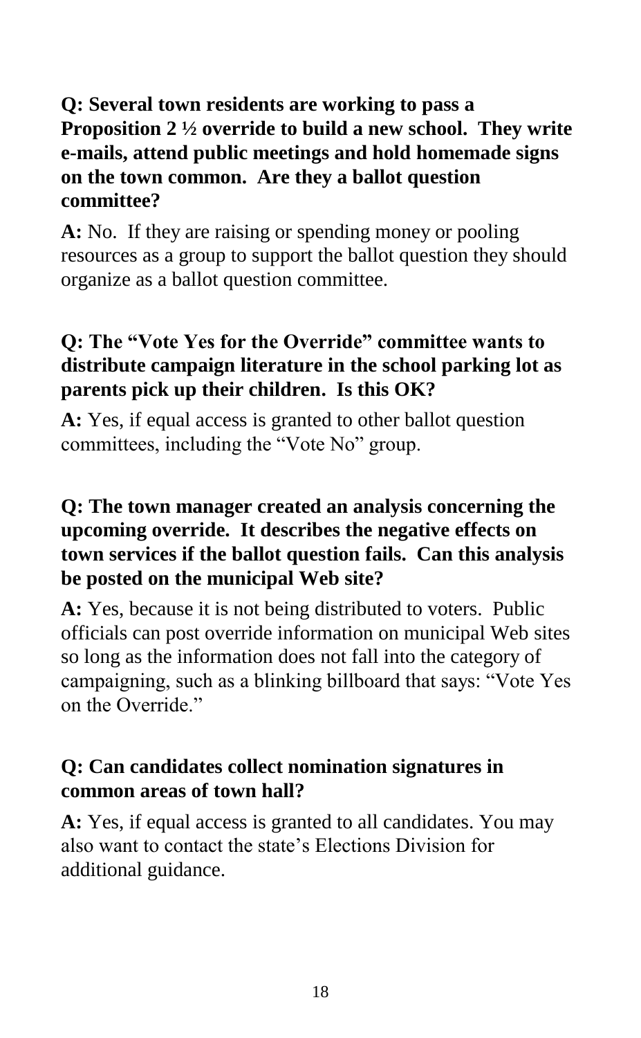**Q: Several town residents are working to pass a Proposition 2 ½ override to build a new school. They write e-mails, attend public meetings and hold homemade signs on the town common. Are they a ballot question committee?**

**A:** No. If they are raising or spending money or pooling resources as a group to support the ballot question they should organize as a ballot question committee.

**Q: The "Vote Yes for the Override" committee wants to distribute campaign literature in the school parking lot as parents pick up their children. Is this OK?**

**A:** Yes, if equal access is granted to other ballot question committees, including the "Vote No" group.

**Q: The town manager created an analysis concerning the upcoming override. It describes the negative effects on town services if the ballot question fails. Can this analysis be posted on the municipal Web site?**

**A:** Yes, because it is not being distributed to voters. Public officials can post override information on municipal Web sites so long as the information does not fall into the category of campaigning, such as a blinking billboard that says: "Vote Yes on the Override."

**Q: Can candidates collect nomination signatures in common areas of town hall?**

**A:** Yes, if equal access is granted to all candidates. You may also want to contact the state's Elections Division for additional guidance.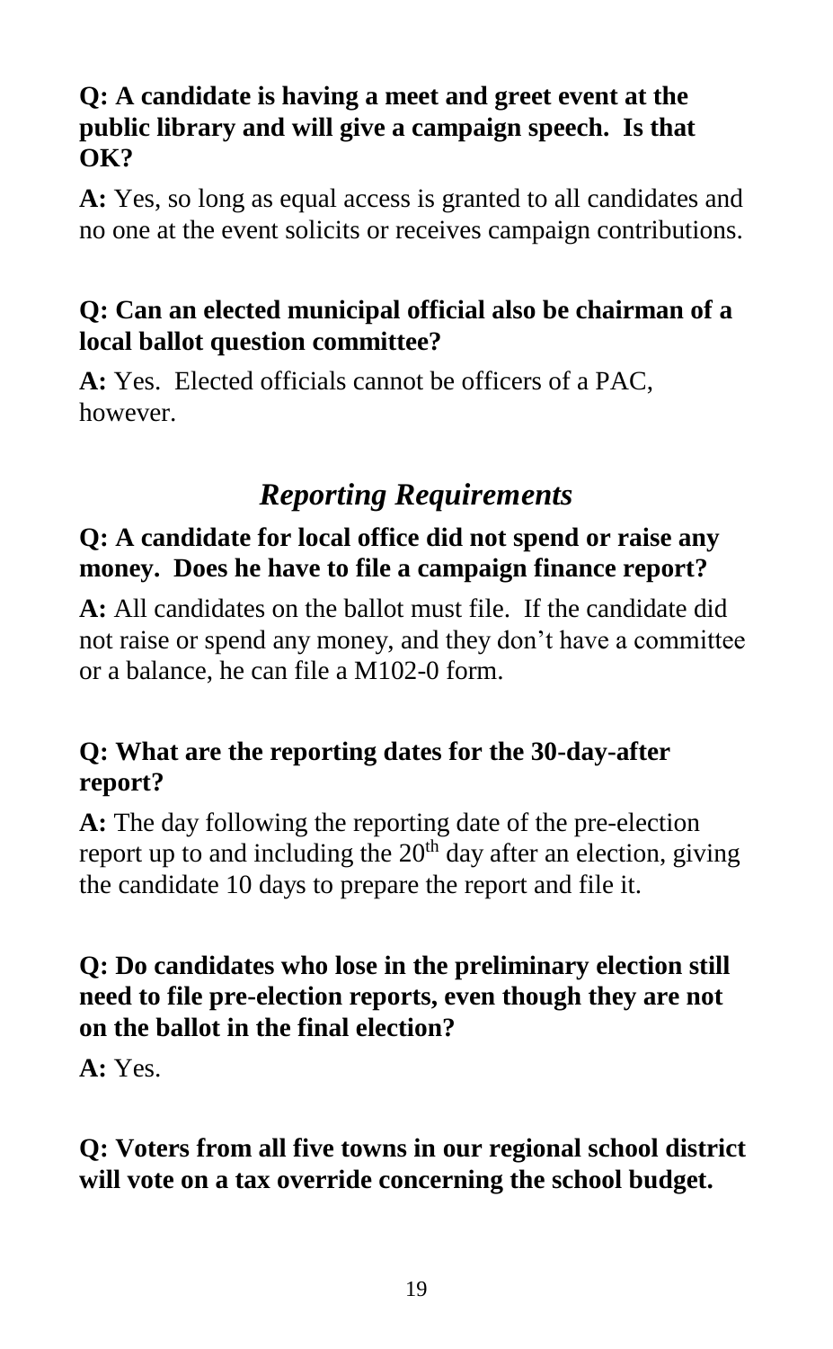**Q: A candidate is having a meet and greet event at the public library and will give a campaign speech. Is that OK?**

**A:** Yes, so long as equal access is granted to all candidates and no one at the event solicits or receives campaign contributions.

**Q: Can an elected municipal official also be chairman of a local ballot question committee?**

**A:** Yes. Elected officials cannot be officers of a PAC, however.

## *Reporting Requirements*

**Q: A candidate for local office did not spend or raise any money. Does he have to file a campaign finance report?**

**A:** All candidates on the ballot must file. If the candidate did not raise or spend any money, and they don't have a committee or a balance, he can file a M102-0 form.

**Q: What are the reporting dates for the 30-day-after report?**

**A:** The day following the reporting date of the pre-election report up to and including the 20th day after an election, giving the candidate 10 days to prepare the report and file it.

**Q: Do candidates who lose in the preliminary election still need to file pre-election reports, even though they are not on the ballot in the final election?**

**A:** Yes.

**Q: Voters from all five towns in our regional school district will vote on a tax override concerning the school budget.**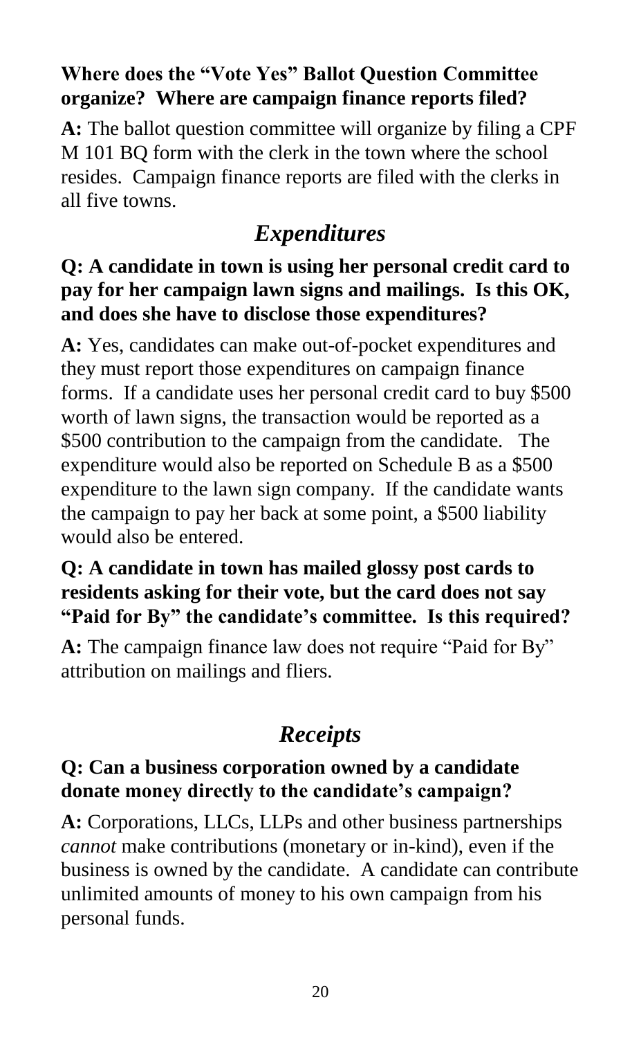**Where does the "Vote Yes" Ballot Question Committee organize? Where are campaign finance reports filed?**

**A:** The ballot question committee will organize by filing a CPF M 101 BQ form with the clerk in the town where the school resides. Campaign finance reports are filed with the clerks in all five towns.

## *Expenditures*

**Q: A candidate in town is using her personal credit card to pay for her campaign lawn signs and mailings. Is this OK, and does she have to disclose those expenditures?**

**A:** Yes, candidates can make out-of-pocket expenditures and they must report those expenditures on campaign finance forms. If a candidate uses her personal credit card to buy $500 worth of lawn signs, the transaction would be reported as a $500 contribution to the campaign from the candidate. The expenditure would also be reported on Schedule B as a $500 expenditure to the lawn sign company. If the candidate wants the campaign to pay her back at some point, a $500 liability would also be entered.

**Q: A candidate in town has mailed glossy post cards to residents asking for their vote, but the card does not say "Paid for By" the candidate's committee. Is this required?**

**A:** The campaign finance law does not require "Paid for By" attribution on mailings and fliers.

## *Receipts*

**Q: Can a business corporation owned by a candidate donate money directly to the candidate's campaign?**

**A:** Corporations, LLCs, LLPs and other business partnerships *cannot* make contributions (monetary or in-kind), even if the business is owned by the candidate. A candidate can contribute unlimited amounts of money to his own campaign from his personal funds.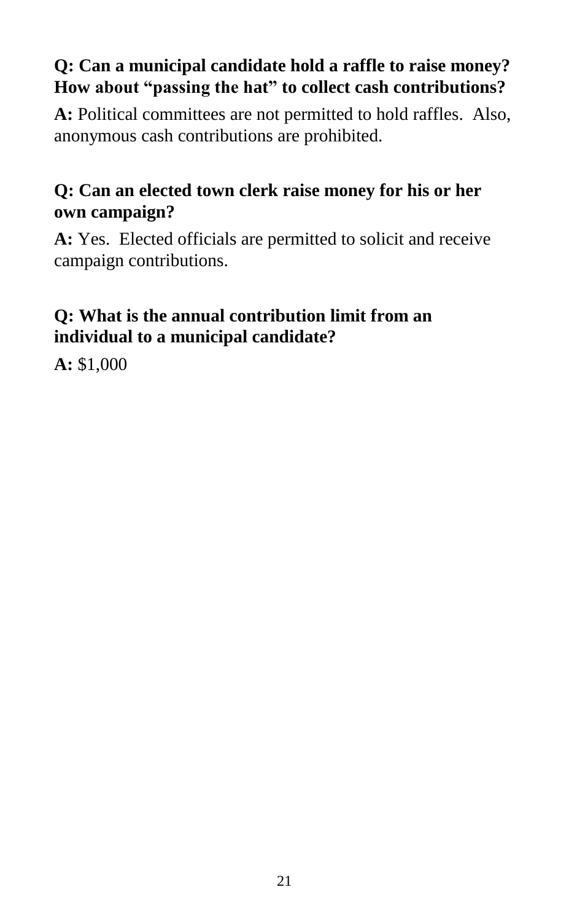**Q: Can a municipal candidate hold a raffle to raise money? How about "passing the hat" to collect cash contributions?**

**A:** Political committees are not permitted to hold raffles. Also, anonymous cash contributions are prohibited.

**Q: Can an elected town clerk raise money for his or her own campaign?**

**A:** Yes. Elected officials are permitted to solicit and receive campaign contributions.

**Q: What is the annual contribution limit from an individual to a municipal candidate?**

**A:** $1,000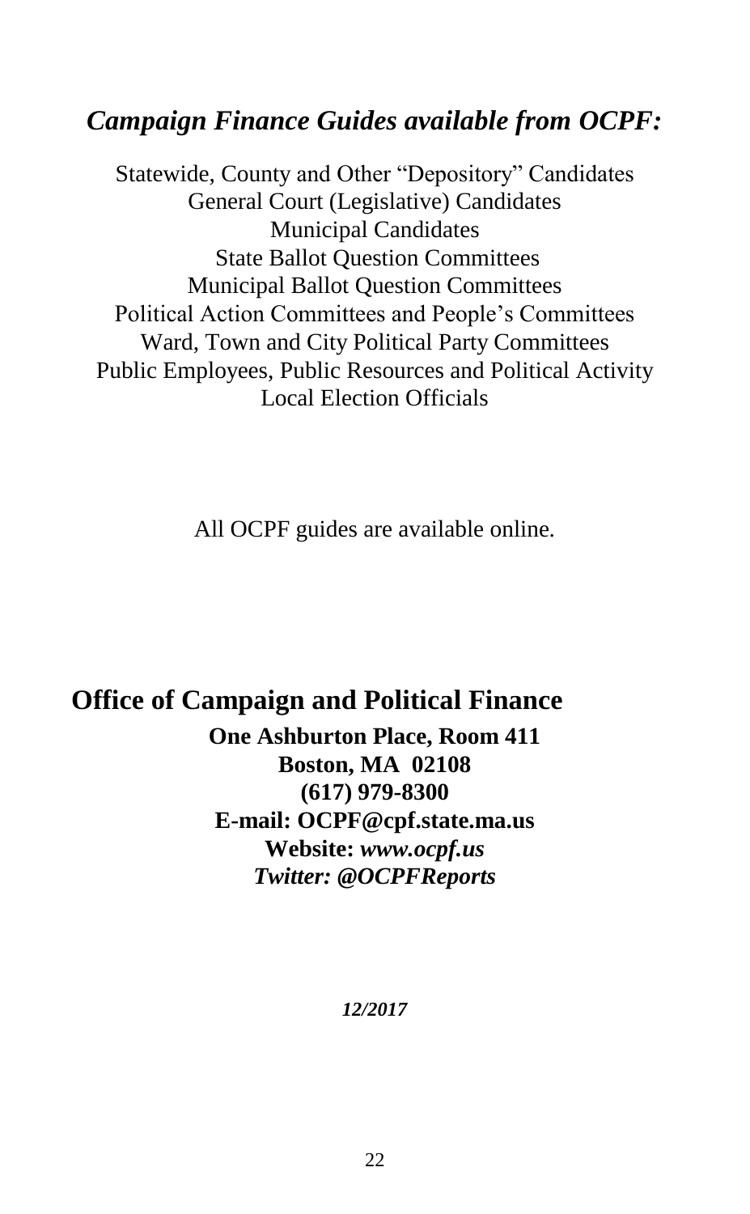## *Campaign Finance Guides available from OCPF:*

Statewide, County and Other "Depository" Candidates
General Court (Legislative) Candidates
Municipal Candidates
State Ballot Question Committees
Municipal Ballot Question Committees
Political Action Committees and People's Committees
Ward, Town and City Political Party Committees
Public Employees, Public Resources and Political Activity
Local Election Officials

All OCPF guides are available online.

## Office of Campaign and Political Finance

**One Ashburton Place, Room 411**
**Boston, MA 02108**
**(617) 979-8300**
**E-mail: OCPF@cpf.state.ma.us**
**Website: *www.ocpf.us***
***Twitter: @OCPFReports***

***12/2017***